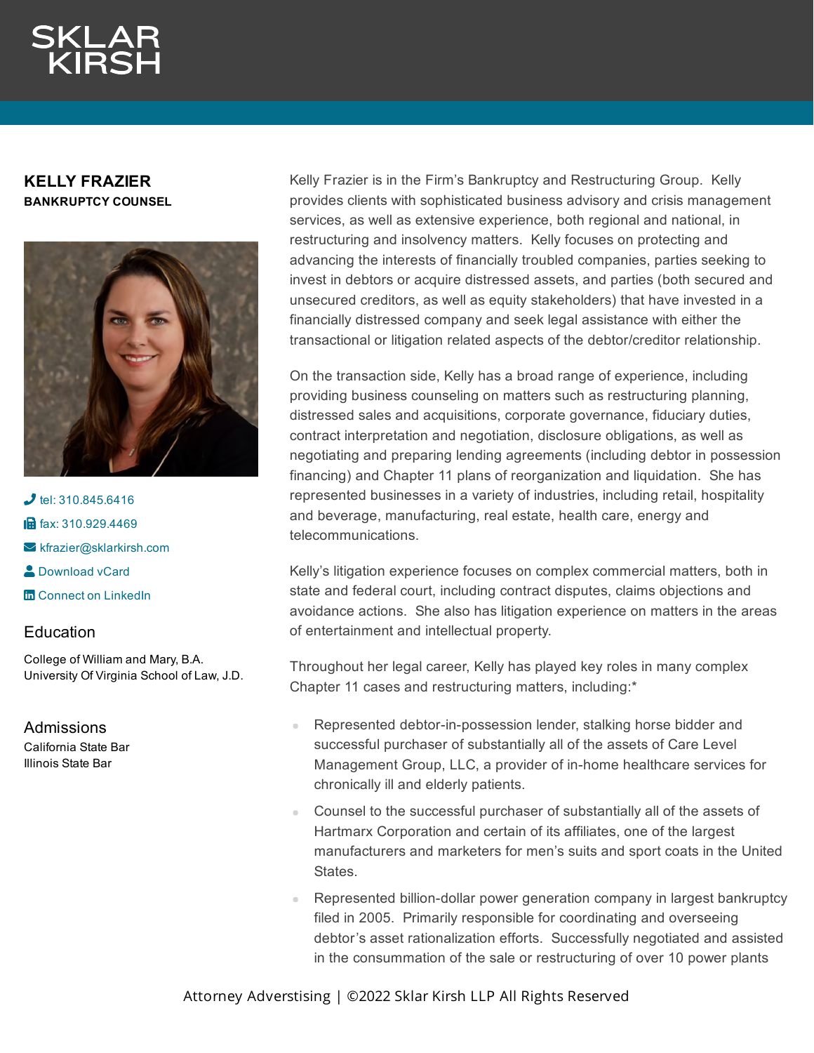# SKLAR KIRSH

## KELLY FRAZIER

**BANKRUPTCY COUNSEL**

tel: 310.845.6416

fax: 310.929.4469

kfrazier@sklarkirsh.com

Download vCard

Connect on LinkedIn

### Education

College of William and Mary, B.A.
University Of Virginia School of Law, J.D.

### Admissions

California State Bar
Illinois State Bar

Kelly Frazier is in the Firm's Bankruptcy and Restructuring Group. Kelly provides clients with sophisticated business advisory and crisis management services, as well as extensive experience, both regional and national, in restructuring and insolvency matters. Kelly focuses on protecting and advancing the interests of financially troubled companies, parties seeking to invest in debtors or acquire distressed assets, and parties (both secured and unsecured creditors, as well as equity stakeholders) that have invested in a financially distressed company and seek legal assistance with either the transactional or litigation related aspects of the debtor/creditor relationship.

On the transaction side, Kelly has a broad range of experience, including providing business counseling on matters such as restructuring planning, distressed sales and acquisitions, corporate governance, fiduciary duties, contract interpretation and negotiation, disclosure obligations, as well as negotiating and preparing lending agreements (including debtor in possession financing) and Chapter 11 plans of reorganization and liquidation. She has represented businesses in a variety of industries, including retail, hospitality and beverage, manufacturing, real estate, health care, energy and telecommunications.

Kelly's litigation experience focuses on complex commercial matters, both in state and federal court, including contract disputes, claims objections and avoidance actions. She also has litigation experience on matters in the areas of entertainment and intellectual property.

Throughout her legal career, Kelly has played key roles in many complex Chapter 11 cases and restructuring matters, including:*

- Represented debtor-in-possession lender, stalking horse bidder and successful purchaser of substantially all of the assets of Care Level Management Group, LLC, a provider of in-home healthcare services for chronically ill and elderly patients.
- Counsel to the successful purchaser of substantially all of the assets of Hartmarx Corporation and certain of its affiliates, one of the largest manufacturers and marketers for men's suits and sport coats in the United States.
- Represented billion-dollar power generation company in largest bankruptcy filed in 2005. Primarily responsible for coordinating and overseeing debtor's asset rationalization efforts. Successfully negotiated and assisted in the consummation of the sale or restructuring of over 10 power plants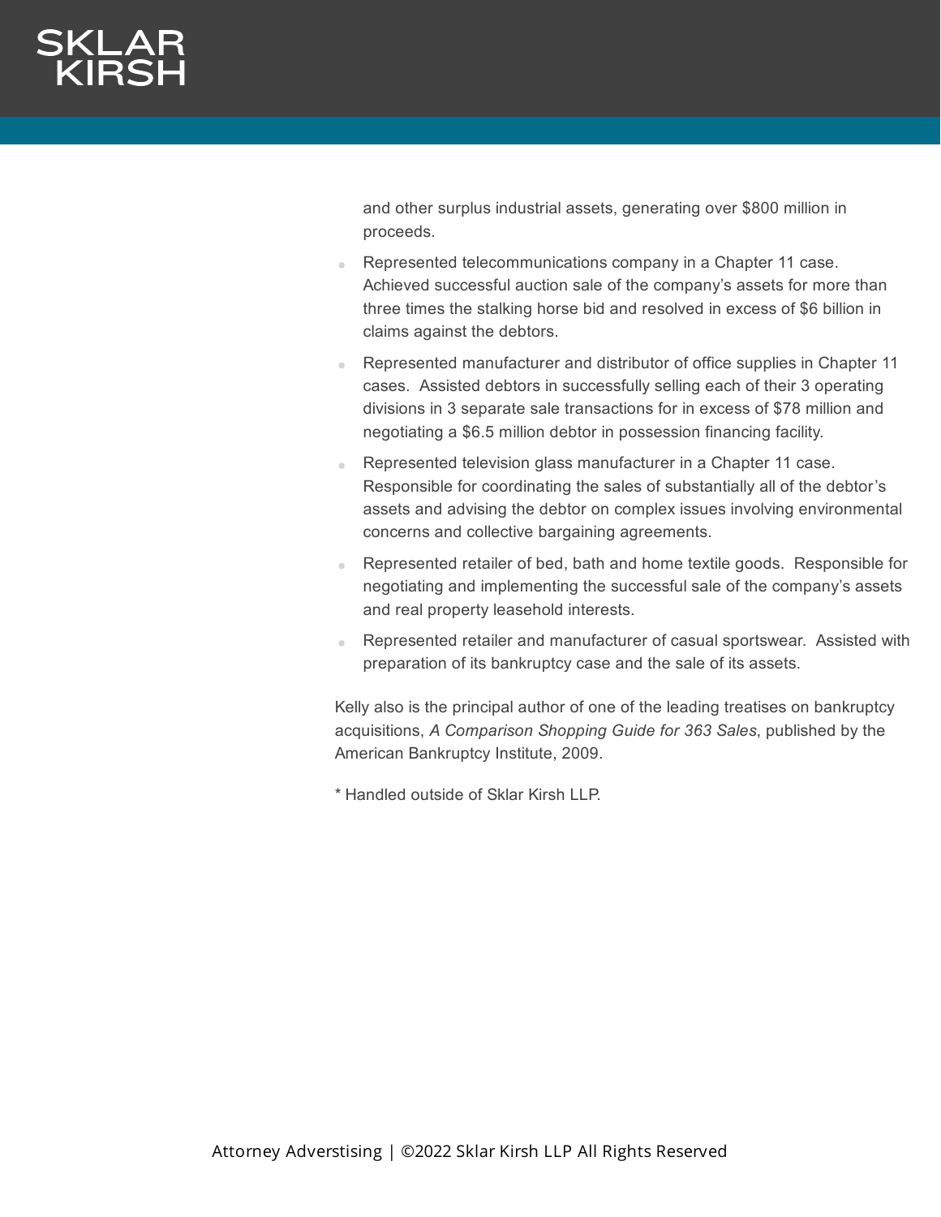and other surplus industrial assets, generating over $800 million in proceeds.

- Represented telecommunications company in a Chapter 11 case. Achieved successful auction sale of the company's assets for more than three times the stalking horse bid and resolved in excess of $6 billion in claims against the debtors.
- Represented manufacturer and distributor of office supplies in Chapter 11 cases. Assisted debtors in successfully selling each of their 3 operating divisions in 3 separate sale transactions for in excess of $78 million and negotiating a $6.5 million debtor in possession financing facility.
- Represented television glass manufacturer in a Chapter 11 case. Responsible for coordinating the sales of substantially all of the debtor's assets and advising the debtor on complex issues involving environmental concerns and collective bargaining agreements.
- Represented retailer of bed, bath and home textile goods. Responsible for negotiating and implementing the successful sale of the company's assets and real property leasehold interests.
- Represented retailer and manufacturer of casual sportswear. Assisted with preparation of its bankruptcy case and the sale of its assets.

Kelly also is the principal author of one of the leading treatises on bankruptcy acquisitions, *A Comparison Shopping Guide for 363 Sales*, published by the American Bankruptcy Institute, 2009.

* Handled outside of Sklar Kirsh LLP.